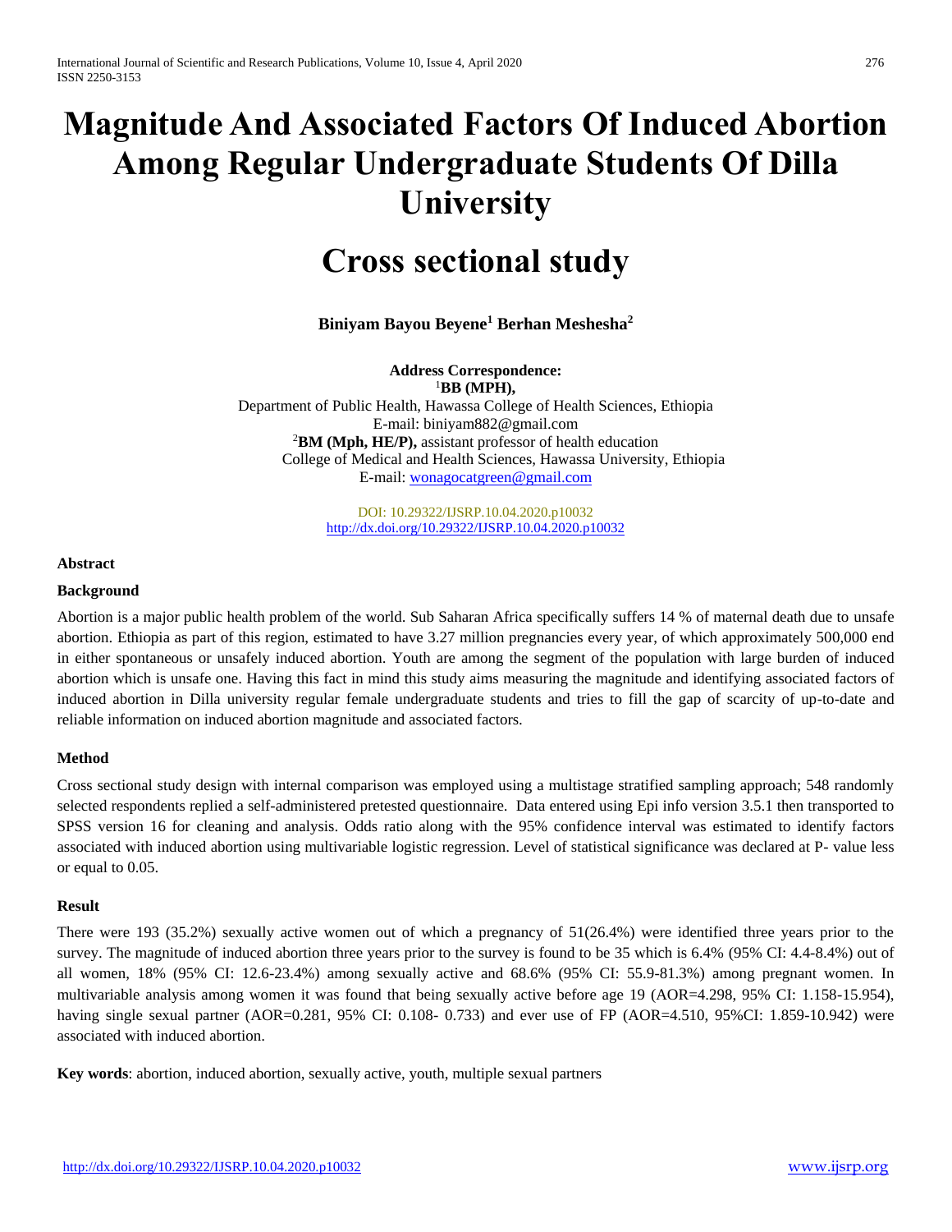# Magnitude And Associated Factors Of Induced Abortion Among Regular Undergraduate Students Of Dilla University

# Cross sectional study

**Biniyam Bayou Beyene[1] Berhan Meshesha[2]**

**Address Correspondence:**
[1]**BB (MPH),**
Department of Public Health, Hawassa College of Health Sciences, Ethiopia
E-mail: biniyam882@gmail.com
[2]**BM (Mph, HE/P),** assistant professor of health education
College of Medical and Health Sciences, Hawassa University, Ethiopia
E-mail: wonagocatgreen@gmail.com

DOI: 10.29322/IJSRP.10.04.2020.p10032
http://dx.doi.org/10.29322/IJSRP.10.04.2020.p10032

**Abstract**

**Background**

Abortion is a major public health problem of the world. Sub Saharan Africa specifically suffers 14 % of maternal death due to unsafe abortion. Ethiopia as part of this region, estimated to have 3.27 million pregnancies every year, of which approximately 500,000 end in either spontaneous or unsafely induced abortion. Youth are among the segment of the population with large burden of induced abortion which is unsafe one. Having this fact in mind this study aims measuring the magnitude and identifying associated factors of induced abortion in Dilla university regular female undergraduate students and tries to fill the gap of scarcity of up-to-date and reliable information on induced abortion magnitude and associated factors.

**Method**

Cross sectional study design with internal comparison was employed using a multistage stratified sampling approach; 548 randomly selected respondents replied a self-administered pretested questionnaire. Data entered using Epi info version 3.5.1 then transported to SPSS version 16 for cleaning and analysis. Odds ratio along with the 95% confidence interval was estimated to identify factors associated with induced abortion using multivariable logistic regression. Level of statistical significance was declared at P- value less or equal to 0.05.

**Result**

There were 193 (35.2%) sexually active women out of which a pregnancy of 51(26.4%) were identified three years prior to the survey. The magnitude of induced abortion three years prior to the survey is found to be 35 which is 6.4% (95% CI: 4.4-8.4%) out of all women, 18% (95% CI: 12.6-23.4%) among sexually active and 68.6% (95% CI: 55.9-81.3%) among pregnant women. In multivariable analysis among women it was found that being sexually active before age 19 (AOR=4.298, 95% CI: 1.158-15.954), having single sexual partner (AOR=0.281, 95% CI: 0.108- 0.733) and ever use of FP (AOR=4.510, 95%CI: 1.859-10.942) were associated with induced abortion.

**Key words**: abortion, induced abortion, sexually active, youth, multiple sexual partners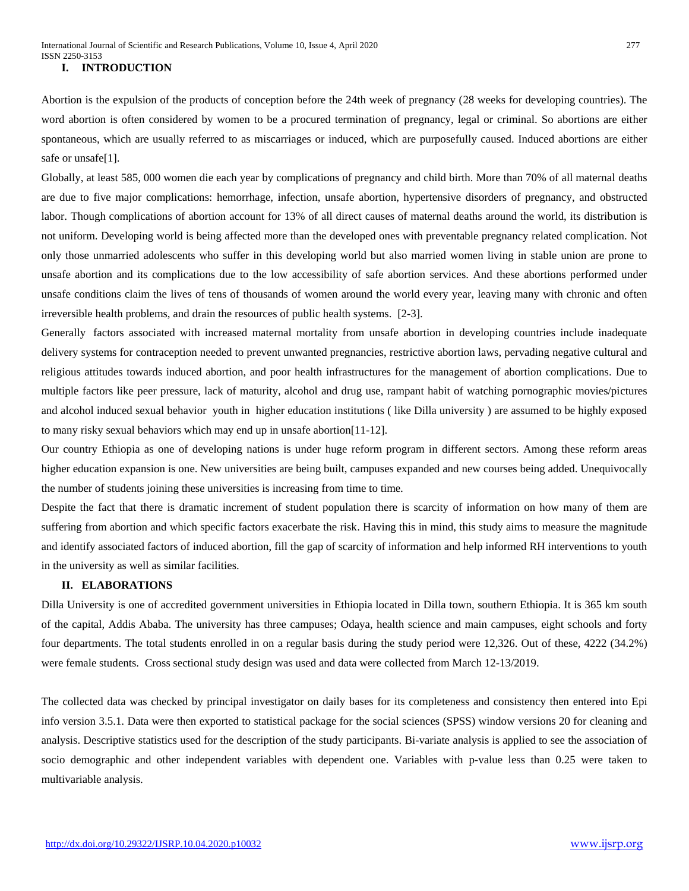## I. INTRODUCTION

Abortion is the expulsion of the products of conception before the 24th week of pregnancy (28 weeks for developing countries). The word abortion is often considered by women to be a procured termination of pregnancy, legal or criminal. So abortions are either spontaneous, which are usually referred to as miscarriages or induced, which are purposefully caused. Induced abortions are either safe or unsafe[1].

Globally, at least 585, 000 women die each year by complications of pregnancy and child birth. More than 70% of all maternal deaths are due to five major complications: hemorrhage, infection, unsafe abortion, hypertensive disorders of pregnancy, and obstructed labor. Though complications of abortion account for 13% of all direct causes of maternal deaths around the world, its distribution is not uniform. Developing world is being affected more than the developed ones with preventable pregnancy related complication. Not only those unmarried adolescents who suffer in this developing world but also married women living in stable union are prone to unsafe abortion and its complications due to the low accessibility of safe abortion services. And these abortions performed under unsafe conditions claim the lives of tens of thousands of women around the world every year, leaving many with chronic and often irreversible health problems, and drain the resources of public health systems. [2-3].

Generally factors associated with increased maternal mortality from unsafe abortion in developing countries include inadequate delivery systems for contraception needed to prevent unwanted pregnancies, restrictive abortion laws, pervading negative cultural and religious attitudes towards induced abortion, and poor health infrastructures for the management of abortion complications. Due to multiple factors like peer pressure, lack of maturity, alcohol and drug use, rampant habit of watching pornographic movies/pictures and alcohol induced sexual behavior youth in higher education institutions ( like Dilla university ) are assumed to be highly exposed to many risky sexual behaviors which may end up in unsafe abortion[11-12].

Our country Ethiopia as one of developing nations is under huge reform program in different sectors. Among these reform areas higher education expansion is one. New universities are being built, campuses expanded and new courses being added. Unequivocally the number of students joining these universities is increasing from time to time.

Despite the fact that there is dramatic increment of student population there is scarcity of information on how many of them are suffering from abortion and which specific factors exacerbate the risk. Having this in mind, this study aims to measure the magnitude and identify associated factors of induced abortion, fill the gap of scarcity of information and help informed RH interventions to youth in the university as well as similar facilities.

## II. ELABORATIONS

Dilla University is one of accredited government universities in Ethiopia located in Dilla town, southern Ethiopia. It is 365 km south of the capital, Addis Ababa. The university has three campuses; Odaya, health science and main campuses, eight schools and forty four departments. The total students enrolled in on a regular basis during the study period were 12,326. Out of these, 4222 (34.2%) were female students. Cross sectional study design was used and data were collected from March 12-13/2019.

The collected data was checked by principal investigator on daily bases for its completeness and consistency then entered into Epi info version 3.5.1. Data were then exported to statistical package for the social sciences (SPSS) window versions 20 for cleaning and analysis. Descriptive statistics used for the description of the study participants. Bi-variate analysis is applied to see the association of socio demographic and other independent variables with dependent one. Variables with p-value less than 0.25 were taken to multivariable analysis.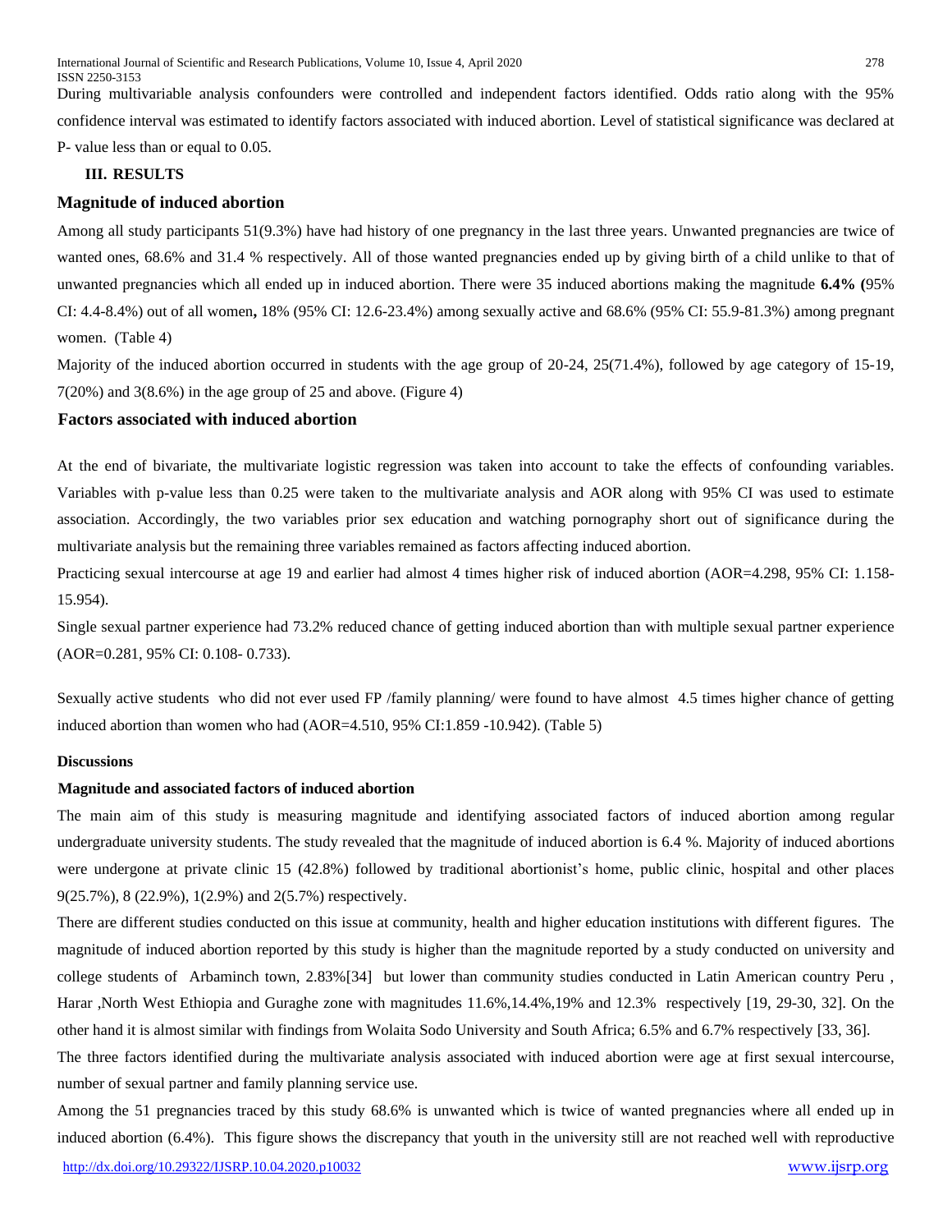During multivariable analysis confounders were controlled and independent factors identified. Odds ratio along with the 95% confidence interval was estimated to identify factors associated with induced abortion. Level of statistical significance was declared at P- value less than or equal to 0.05.

## III. RESULTS

### Magnitude of induced abortion

Among all study participants 51(9.3%) have had history of one pregnancy in the last three years. Unwanted pregnancies are twice of wanted ones, 68.6% and 31.4 % respectively. All of those wanted pregnancies ended up by giving birth of a child unlike to that of unwanted pregnancies which all ended up in induced abortion. There were 35 induced abortions making the magnitude **6.4% (**95% CI: 4.4-8.4%) out of all women**,** 18% (95% CI: 12.6-23.4%) among sexually active and 68.6% (95% CI: 55.9-81.3%) among pregnant women. (Table 4)

Majority of the induced abortion occurred in students with the age group of 20-24, 25(71.4%), followed by age category of 15-19, 7(20%) and 3(8.6%) in the age group of 25 and above. (Figure 4)

### Factors associated with induced abortion

At the end of bivariate, the multivariate logistic regression was taken into account to take the effects of confounding variables. Variables with p-value less than 0.25 were taken to the multivariate analysis and AOR along with 95% CI was used to estimate association. Accordingly, the two variables prior sex education and watching pornography short out of significance during the multivariate analysis but the remaining three variables remained as factors affecting induced abortion.

Practicing sexual intercourse at age 19 and earlier had almost 4 times higher risk of induced abortion (AOR=4.298, 95% CI: 1.158-15.954).

Single sexual partner experience had 73.2% reduced chance of getting induced abortion than with multiple sexual partner experience (AOR=0.281, 95% CI: 0.108- 0.733).

Sexually active students who did not ever used FP /family planning/ were found to have almost 4.5 times higher chance of getting induced abortion than women who had (AOR=4.510, 95% CI:1.859 -10.942). (Table 5)

#### Discussions

#### Magnitude and associated factors of induced abortion

The main aim of this study is measuring magnitude and identifying associated factors of induced abortion among regular undergraduate university students. The study revealed that the magnitude of induced abortion is 6.4 %. Majority of induced abortions were undergone at private clinic 15 (42.8%) followed by traditional abortionist's home, public clinic, hospital and other places 9(25.7%), 8 (22.9%), 1(2.9%) and 2(5.7%) respectively.

There are different studies conducted on this issue at community, health and higher education institutions with different figures. The magnitude of induced abortion reported by this study is higher than the magnitude reported by a study conducted on university and college students of Arbaminch town, 2.83%[34] but lower than community studies conducted in Latin American country Peru , Harar ,North West Ethiopia and Guraghe zone with magnitudes 11.6%,14.4%,19% and 12.3% respectively [19, 29-30, 32]. On the other hand it is almost similar with findings from Wolaita Sodo University and South Africa; 6.5% and 6.7% respectively [33, 36].

The three factors identified during the multivariate analysis associated with induced abortion were age at first sexual intercourse, number of sexual partner and family planning service use.

Among the 51 pregnancies traced by this study 68.6% is unwanted which is twice of wanted pregnancies where all ended up in induced abortion (6.4%). This figure shows the discrepancy that youth in the university still are not reached well with reproductive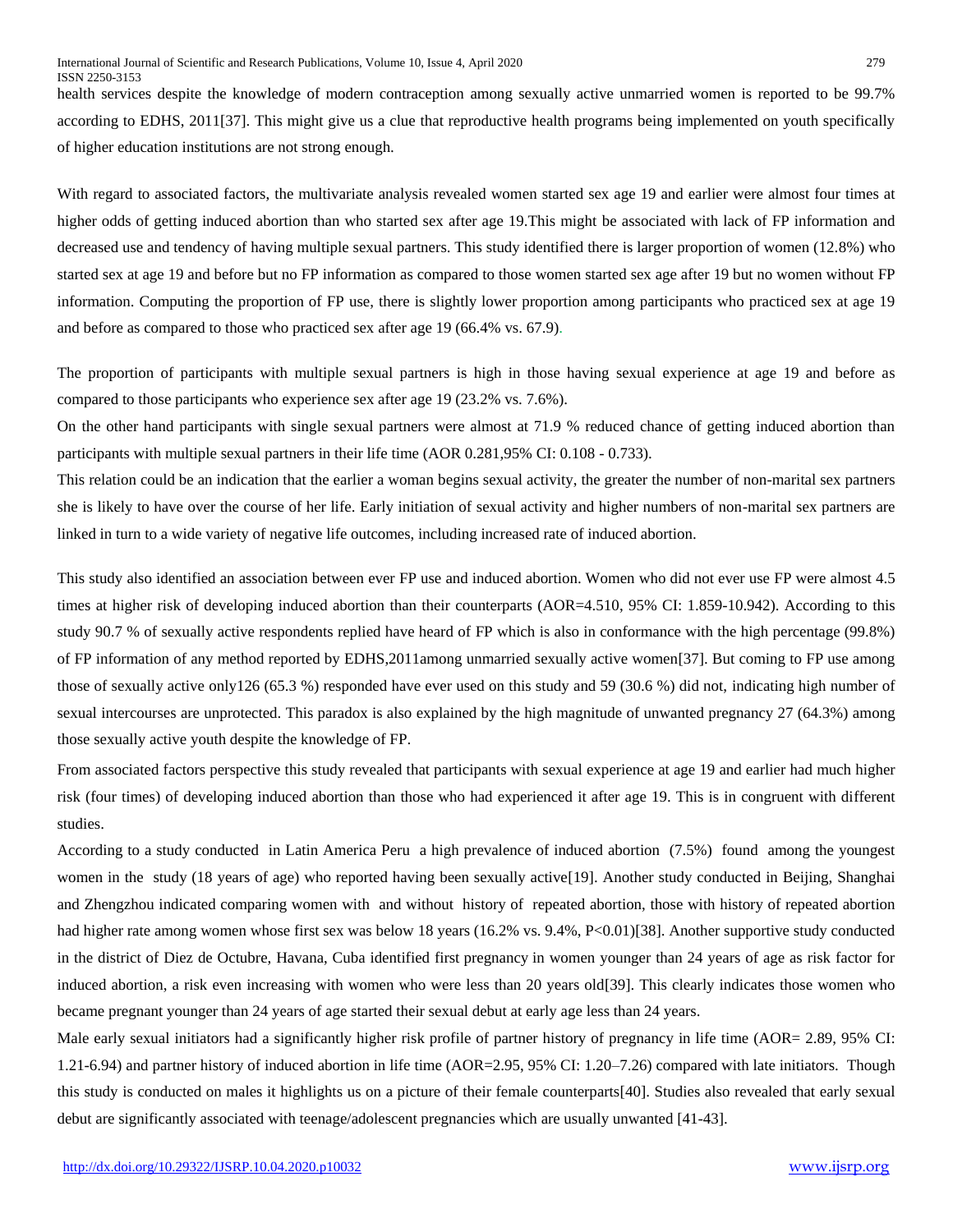health services despite the knowledge of modern contraception among sexually active unmarried women is reported to be 99.7% according to EDHS, 2011[37]. This might give us a clue that reproductive health programs being implemented on youth specifically of higher education institutions are not strong enough.

With regard to associated factors, the multivariate analysis revealed women started sex age 19 and earlier were almost four times at higher odds of getting induced abortion than who started sex after age 19.This might be associated with lack of FP information and decreased use and tendency of having multiple sexual partners. This study identified there is larger proportion of women (12.8%) who started sex at age 19 and before but no FP information as compared to those women started sex age after 19 but no women without FP information. Computing the proportion of FP use, there is slightly lower proportion among participants who practiced sex at age 19 and before as compared to those who practiced sex after age 19 (66.4% vs. 67.9).

The proportion of participants with multiple sexual partners is high in those having sexual experience at age 19 and before as compared to those participants who experience sex after age 19 (23.2% vs. 7.6%).

On the other hand participants with single sexual partners were almost at 71.9 % reduced chance of getting induced abortion than participants with multiple sexual partners in their life time (AOR 0.281,95% CI: 0.108 - 0.733).

This relation could be an indication that the earlier a woman begins sexual activity, the greater the number of non-marital sex partners she is likely to have over the course of her life. Early initiation of sexual activity and higher numbers of non-marital sex partners are linked in turn to a wide variety of negative life outcomes, including increased rate of induced abortion.

This study also identified an association between ever FP use and induced abortion. Women who did not ever use FP were almost 4.5 times at higher risk of developing induced abortion than their counterparts (AOR=4.510, 95% CI: 1.859-10.942). According to this study 90.7 % of sexually active respondents replied have heard of FP which is also in conformance with the high percentage (99.8%) of FP information of any method reported by EDHS,2011among unmarried sexually active women[37]. But coming to FP use among those of sexually active only126 (65.3 %) responded have ever used on this study and 59 (30.6 %) did not, indicating high number of sexual intercourses are unprotected. This paradox is also explained by the high magnitude of unwanted pregnancy 27 (64.3%) among those sexually active youth despite the knowledge of FP.

From associated factors perspective this study revealed that participants with sexual experience at age 19 and earlier had much higher risk (four times) of developing induced abortion than those who had experienced it after age 19. This is in congruent with different studies.

According to a study conducted in Latin America Peru a high prevalence of induced abortion (7.5%) found among the youngest women in the study (18 years of age) who reported having been sexually active[19]. Another study conducted in Beijing, Shanghai and Zhengzhou indicated comparing women with and without history of repeated abortion, those with history of repeated abortion had higher rate among women whose first sex was below 18 years (16.2% vs. 9.4%, P<0.01)[38]. Another supportive study conducted in the district of Diez de Octubre, Havana, Cuba identified first pregnancy in women younger than 24 years of age as risk factor for induced abortion, a risk even increasing with women who were less than 20 years old[39]. This clearly indicates those women who became pregnant younger than 24 years of age started their sexual debut at early age less than 24 years.

Male early sexual initiators had a significantly higher risk profile of partner history of pregnancy in life time (AOR= 2.89, 95% CI: 1.21-6.94) and partner history of induced abortion in life time (AOR=2.95, 95% CI: 1.20–7.26) compared with late initiators. Though this study is conducted on males it highlights us on a picture of their female counterparts[40]. Studies also revealed that early sexual debut are significantly associated with teenage/adolescent pregnancies which are usually unwanted [41-43].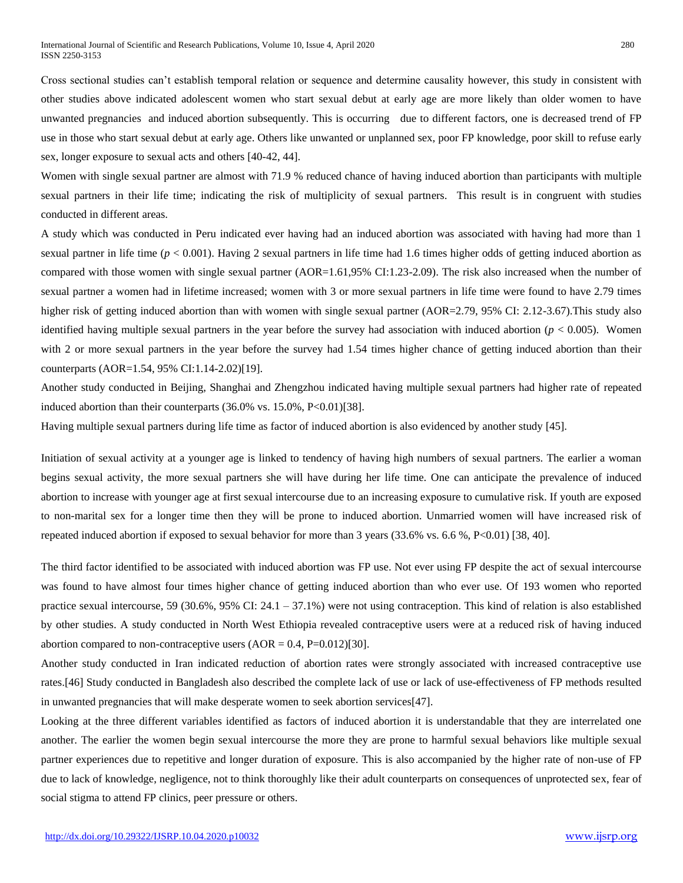Cross sectional studies can't establish temporal relation or sequence and determine causality however, this study in consistent with other studies above indicated adolescent women who start sexual debut at early age are more likely than older women to have unwanted pregnancies and induced abortion subsequently. This is occurring due to different factors, one is decreased trend of FP use in those who start sexual debut at early age. Others like unwanted or unplanned sex, poor FP knowledge, poor skill to refuse early sex, longer exposure to sexual acts and others [40-42, 44].

Women with single sexual partner are almost with 71.9 % reduced chance of having induced abortion than participants with multiple sexual partners in their life time; indicating the risk of multiplicity of sexual partners. This result is in congruent with studies conducted in different areas.

A study which was conducted in Peru indicated ever having had an induced abortion was associated with having had more than 1 sexual partner in life time ($p < 0.001$). Having 2 sexual partners in life time had 1.6 times higher odds of getting induced abortion as compared with those women with single sexual partner (AOR=1.61,95% CI:1.23-2.09). The risk also increased when the number of sexual partner a women had in lifetime increased; women with 3 or more sexual partners in life time were found to have 2.79 times higher risk of getting induced abortion than with women with single sexual partner (AOR=2.79, 95% CI: 2.12-3.67).This study also identified having multiple sexual partners in the year before the survey had association with induced abortion ($p < 0.005$). Women with 2 or more sexual partners in the year before the survey had 1.54 times higher chance of getting induced abortion than their counterparts (AOR=1.54, 95% CI:1.14-2.02)[19].

Another study conducted in Beijing, Shanghai and Zhengzhou indicated having multiple sexual partners had higher rate of repeated induced abortion than their counterparts (36.0% vs. 15.0%, P<0.01)[38].

Having multiple sexual partners during life time as factor of induced abortion is also evidenced by another study [45].

Initiation of sexual activity at a younger age is linked to tendency of having high numbers of sexual partners. The earlier a woman begins sexual activity, the more sexual partners she will have during her life time. One can anticipate the prevalence of induced abortion to increase with younger age at first sexual intercourse due to an increasing exposure to cumulative risk. If youth are exposed to non-marital sex for a longer time then they will be prone to induced abortion. Unmarried women will have increased risk of repeated induced abortion if exposed to sexual behavior for more than 3 years (33.6% vs. 6.6 %, P<0.01) [38, 40].

The third factor identified to be associated with induced abortion was FP use. Not ever using FP despite the act of sexual intercourse was found to have almost four times higher chance of getting induced abortion than who ever use. Of 193 women who reported practice sexual intercourse, 59 (30.6%, 95% CI: 24.1 – 37.1%) were not using contraception. This kind of relation is also established by other studies. A study conducted in North West Ethiopia revealed contraceptive users were at a reduced risk of having induced abortion compared to non-contraceptive users (AOR = 0.4, P=0.012)[30].

Another study conducted in Iran indicated reduction of abortion rates were strongly associated with increased contraceptive use rates.[46] Study conducted in Bangladesh also described the complete lack of use or lack of use-effectiveness of FP methods resulted in unwanted pregnancies that will make desperate women to seek abortion services[47].

Looking at the three different variables identified as factors of induced abortion it is understandable that they are interrelated one another. The earlier the women begin sexual intercourse the more they are prone to harmful sexual behaviors like multiple sexual partner experiences due to repetitive and longer duration of exposure. This is also accompanied by the higher rate of non-use of FP due to lack of knowledge, negligence, not to think thoroughly like their adult counterparts on consequences of unprotected sex, fear of social stigma to attend FP clinics, peer pressure or others.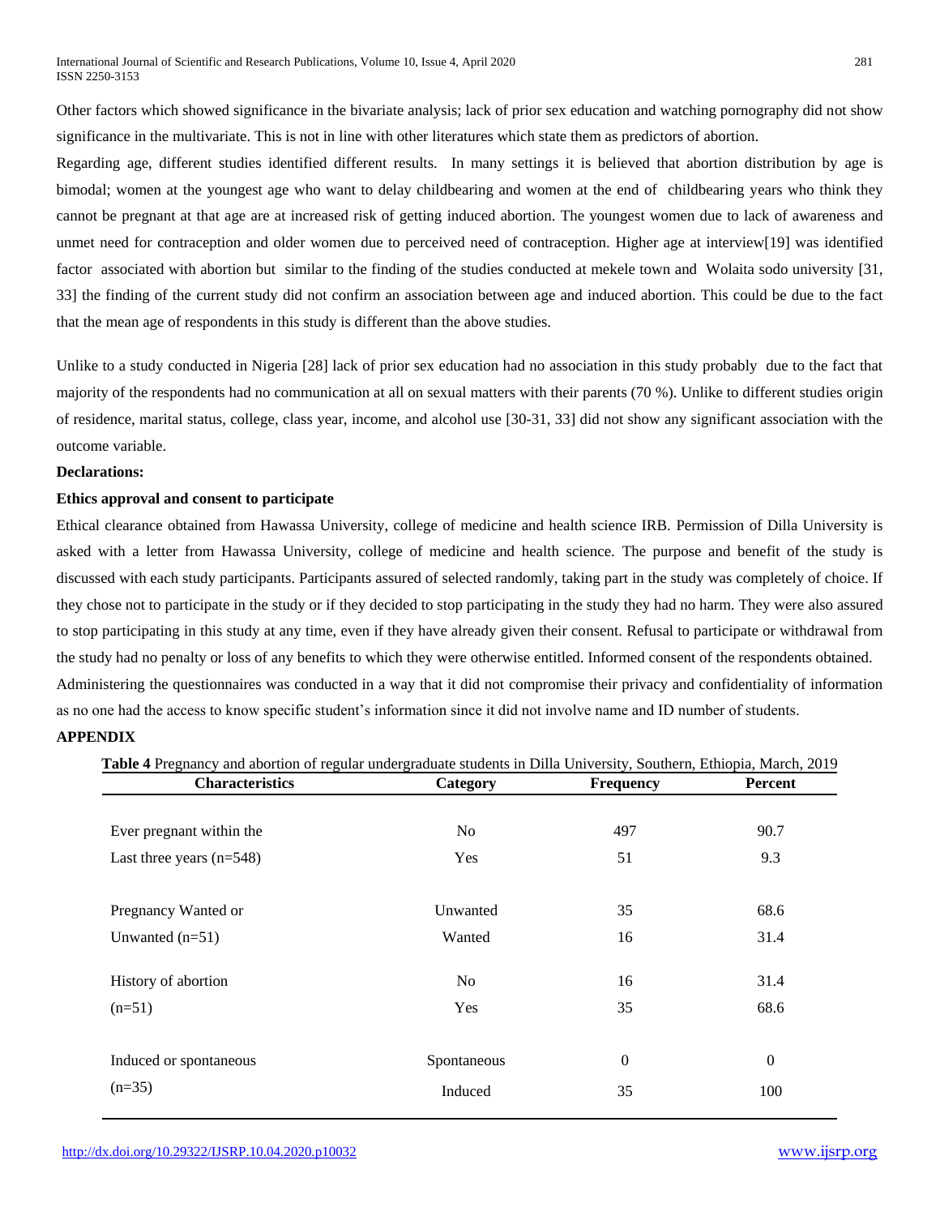Other factors which showed significance in the bivariate analysis; lack of prior sex education and watching pornography did not show significance in the multivariate. This is not in line with other literatures which state them as predictors of abortion.

Regarding age, different studies identified different results. In many settings it is believed that abortion distribution by age is bimodal; women at the youngest age who want to delay childbearing and women at the end of childbearing years who think they cannot be pregnant at that age are at increased risk of getting induced abortion. The youngest women due to lack of awareness and unmet need for contraception and older women due to perceived need of contraception. Higher age at interview[19] was identified factor associated with abortion but similar to the finding of the studies conducted at mekele town and Wolaita sodo university [31, 33] the finding of the current study did not confirm an association between age and induced abortion. This could be due to the fact that the mean age of respondents in this study is different than the above studies.

Unlike to a study conducted in Nigeria [28] lack of prior sex education had no association in this study probably due to the fact that majority of the respondents had no communication at all on sexual matters with their parents (70 %). Unlike to different studies origin of residence, marital status, college, class year, income, and alcohol use [30-31, 33] did not show any significant association with the outcome variable.

**Declarations:**

**Ethics approval and consent to participate**

Ethical clearance obtained from Hawassa University, college of medicine and health science IRB. Permission of Dilla University is asked with a letter from Hawassa University, college of medicine and health science. The purpose and benefit of the study is discussed with each study participants. Participants assured of selected randomly, taking part in the study was completely of choice. If they chose not to participate in the study or if they decided to stop participating in the study they had no harm. They were also assured to stop participating in this study at any time, even if they have already given their consent. Refusal to participate or withdrawal from the study had no penalty or loss of any benefits to which they were otherwise entitled. Informed consent of the respondents obtained.

Administering the questionnaires was conducted in a way that it did not compromise their privacy and confidentiality of information as no one had the access to know specific student's information since it did not involve name and ID number of students.

**APPENDIX**

**Table 4** Pregnancy and abortion of regular undergraduate students in Dilla University, Southern, Ethiopia, March, 2019

| Characteristics | Category | Frequency | Percent |
|---|---|---|---|
| Ever pregnant within the Last three years (n=548) | No | 497 | 90.7 |
| | Yes | 51 | 9.3 |
| Pregnancy Wanted or Unwanted (n=51) | Unwanted | 35 | 68.6 |
| | Wanted | 16 | 31.4 |
| History of abortion (n=51) | No | 16 | 31.4 |
| | Yes | 35 | 68.6 |
| Induced or spontaneous (n=35) | Spontaneous | 0 | 0 |
| | Induced | 35 | 100 |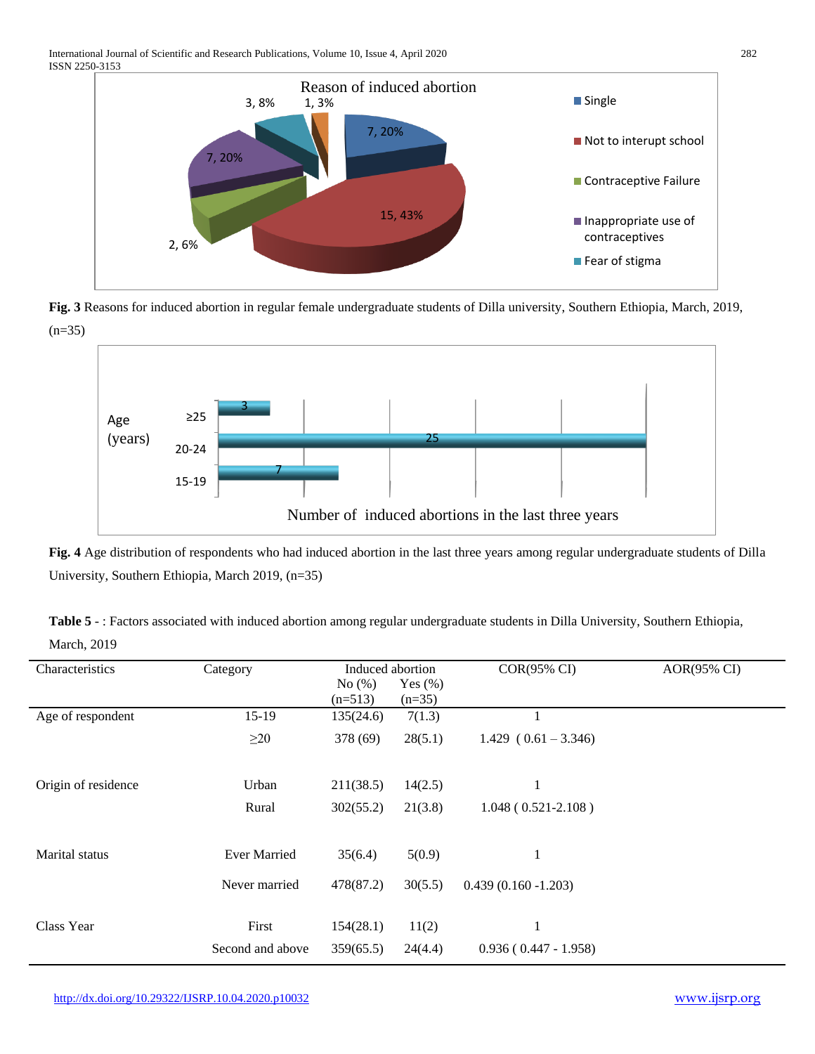**Fig. 3** Reasons for induced abortion in regular female undergraduate students of Dilla university, Southern Ethiopia, March, 2019, (n=35)

**Fig. 4** Age distribution of respondents who had induced abortion in the last three years among regular undergraduate students of Dilla University, Southern Ethiopia, March 2019, (n=35)

**Table 5** - : Factors associated with induced abortion among regular undergraduate students in Dilla University, Southern Ethiopia, March, 2019

| Characteristics | Category | Induced abortion | | COR(95% CI) | AOR(95% CI) |
|---|---|---|---|---|---|
| | | No (%) (n=513) | Yes (%) (n=35) | | |
| Age of respondent | 15-19 | 135(24.6) | 7(1.3) | 1 | |
| | ≥20 | 378 (69) | 28(5.1) | 1.429 ( 0.61 – 3.346) | |
| Origin of residence | Urban | 211(38.5) | 14(2.5) | 1 | |
| | Rural | 302(55.2) | 21(3.8) | 1.048 ( 0.521-2.108 ) | |
| Marital status | Ever Married | 35(6.4) | 5(0.9) | 1 | |
| | Never married | 478(87.2) | 30(5.5) | 0.439 (0.160 -1.203) | |
| Class Year | First | 154(28.1) | 11(2) | 1 | |
| | Second and above | 359(65.5) | 24(4.4) | 0.936 ( 0.447 - 1.958) | |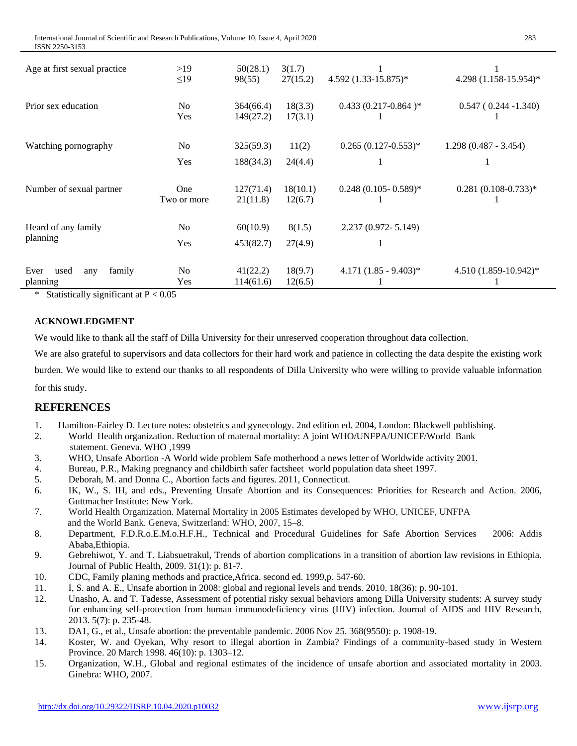| | | | | | |
|---|---|---|---|---|---|
| Age at first sexual practice | >19<br>≤19 | 50(28.1)<br>98(55) | 3(1.7)<br>27(15.2) | 1<br>4.592 (1.33-15.875)* | 1<br>4.298 (1.158-15.954)* |
| Prior sex education | No<br>Yes | 364(66.4)<br>149(27.2) | 18(3.3)<br>17(3.1) | 0.433 (0.217-0.864 )*<br>1 | 0.547 ( 0.244 -1.340)<br>1 |
| Watching pornography | No<br>Yes | 325(59.3)<br>188(34.3) | 11(2)<br>24(4.4) | 0.265 (0.127-0.553)*<br>1 | 1.298 (0.487 - 3.454)<br>1 |
| Number of sexual partner | One<br>Two or more | 127(71.4)<br>21(11.8) | 18(10.1)<br>12(6.7) | 0.248 (0.105- 0.589)*<br>1 | 0.281 (0.108-0.733)*<br>1 |
| Heard of any family planning | No<br>Yes | 60(10.9)<br>453(82.7) | 8(1.5)<br>27(4.9) | 2.237 (0.972- 5.149)<br>1 | |
| Ever used any family planning | No<br>Yes | 41(22.2)<br>114(61.6) | 18(9.7)<br>12(6.5) | 4.171 (1.85 - 9.403)*<br>1 | 4.510 (1.859-10.942)*<br>1 |

\* Statistically significant at $P < 0.05$

**ACKNOWLEDGMENT**

We would like to thank all the staff of Dilla University for their unreserved cooperation throughout data collection.

We are also grateful to supervisors and data collectors for their hard work and patience in collecting the data despite the existing work burden. We would like to extend our thanks to all respondents of Dilla University who were willing to provide valuable information for this study.

## REFERENCES

1. Hamilton-Fairley D. Lecture notes: obstetrics and gynecology. 2nd edition ed. 2004, London: Blackwell publishing.
2. World Health organization. Reduction of maternal mortality: A joint WHO/UNFPA/UNICEF/World Bank statement. Geneva. WHO ,1999
3. WHO, Unsafe Abortion -A World wide problem Safe motherhood a news letter of Worldwide activity 2001.
4. Bureau, P.R., Making pregnancy and childbirth safer factsheet world population data sheet 1997.
5. Deborah, M. and Donna C., Abortion facts and figures. 2011, Connecticut.
6. IK, W., S. IH, and eds., Preventing Unsafe Abortion and its Consequences: Priorities for Research and Action. 2006, Guttmacher Institute: New York.
7. World Health Organization. Maternal Mortality in 2005 Estimates developed by WHO, UNICEF, UNFPA and the World Bank. Geneva, Switzerland: WHO, 2007, 15–8.
8. Department, F.D.R.o.E.M.o.H.F.H., Technical and Procedural Guidelines for Safe Abortion Services 2006: Addis Ababa,Ethiopia.
9. Gebrehiwot, Y. and T. Liabsuetrakul, Trends of abortion complications in a transition of abortion law revisions in Ethiopia. Journal of Public Health, 2009. 31(1): p. 81-7.
10. CDC, Family planing methods and practice,Africa. second ed. 1999,p. 547-60.
11. I, S. and A. E., Unsafe abortion in 2008: global and regional levels and trends. 2010. 18(36): p. 90-101.
12. Unasho, A. and T. Tadesse, Assessment of potential risky sexual behaviors among Dilla University students: A survey study for enhancing self-protection from human immunodeficiency virus (HIV) infection. Journal of AIDS and HIV Research, 2013. 5(7): p. 235-48.
13. DA1, G., et al., Unsafe abortion: the preventable pandemic. 2006 Nov 25. 368(9550): p. 1908-19.
14. Koster, W. and Oyekan, Why resort to illegal abortion in Zambia? Findings of a community-based study in Western Province. 20 March 1998. 46(10): p. 1303–12.
15. Organization, W.H., Global and regional estimates of the incidence of unsafe abortion and associated mortality in 2003. Ginebra: WHO, 2007.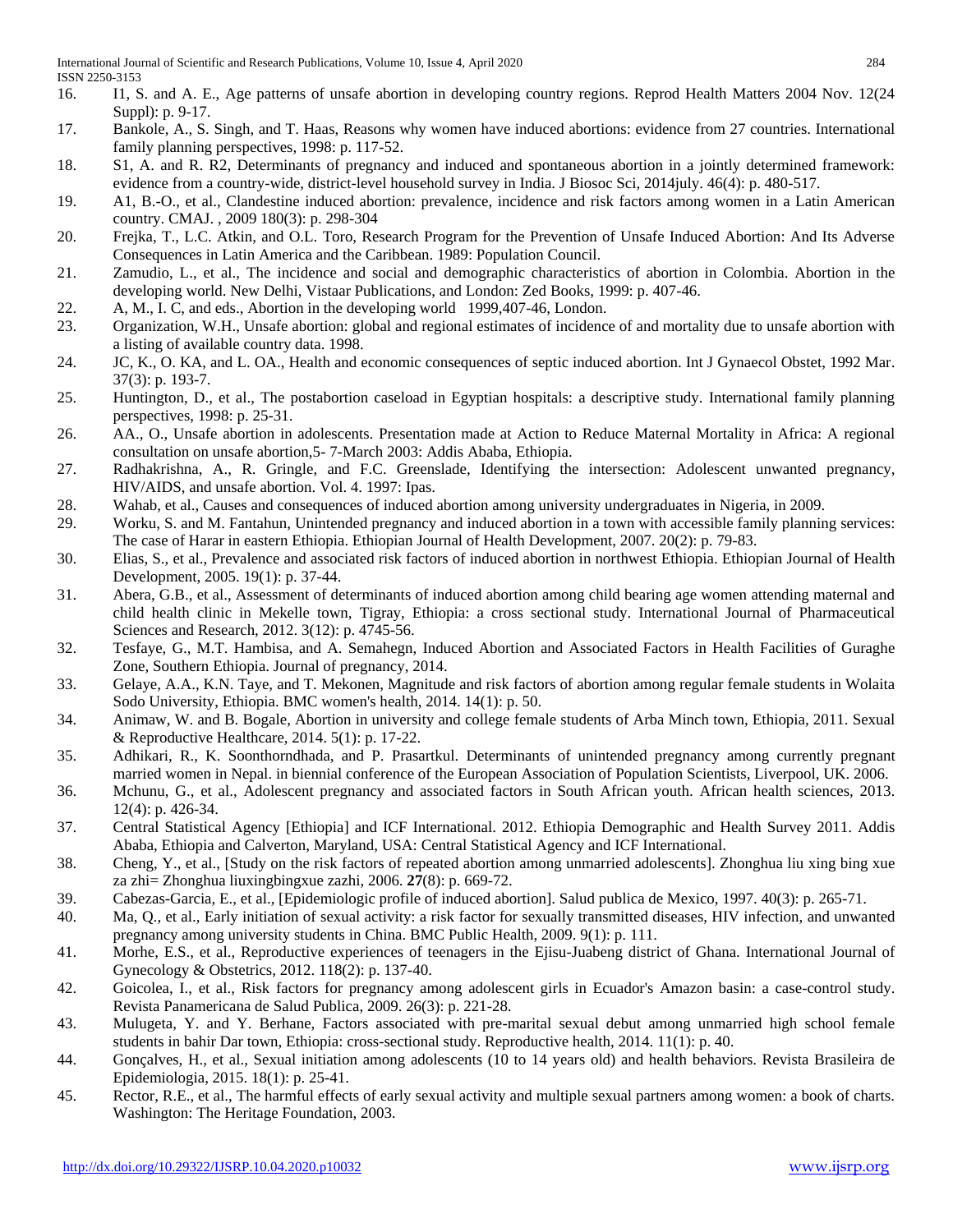16. I1, S. and A. E., Age patterns of unsafe abortion in developing country regions. Reprod Health Matters 2004 Nov. 12(24 Suppl): p. 9-17.
17. Bankole, A., S. Singh, and T. Haas, Reasons why women have induced abortions: evidence from 27 countries. International family planning perspectives, 1998: p. 117-52.
18. S1, A. and R. R2, Determinants of pregnancy and induced and spontaneous abortion in a jointly determined framework: evidence from a country-wide, district-level household survey in India. J Biosoc Sci, 2014july. 46(4): p. 480-517.
19. A1, B.-O., et al., Clandestine induced abortion: prevalence, incidence and risk factors among women in a Latin American country. CMAJ. , 2009 180(3): p. 298-304
20. Frejka, T., L.C. Atkin, and O.L. Toro, Research Program for the Prevention of Unsafe Induced Abortion: And Its Adverse Consequences in Latin America and the Caribbean. 1989: Population Council.
21. Zamudio, L., et al., The incidence and social and demographic characteristics of abortion in Colombia. Abortion in the developing world. New Delhi, Vistaar Publications, and London: Zed Books, 1999: p. 407-46.
22. A, M., I. C, and eds., Abortion in the developing world 1999,407-46, London.
23. Organization, W.H., Unsafe abortion: global and regional estimates of incidence of and mortality due to unsafe abortion with a listing of available country data. 1998.
24. JC, K., O. KA, and L. OA., Health and economic consequences of septic induced abortion. Int J Gynaecol Obstet, 1992 Mar. 37(3): p. 193-7.
25. Huntington, D., et al., The postabortion caseload in Egyptian hospitals: a descriptive study. International family planning perspectives, 1998: p. 25-31.
26. AA., O., Unsafe abortion in adolescents. Presentation made at Action to Reduce Maternal Mortality in Africa: A regional consultation on unsafe abortion,5- 7-March 2003: Addis Ababa, Ethiopia.
27. Radhakrishna, A., R. Gringle, and F.C. Greenslade, Identifying the intersection: Adolescent unwanted pregnancy, HIV/AIDS, and unsafe abortion. Vol. 4. 1997: Ipas.
28. Wahab, et al., Causes and consequences of induced abortion among university undergraduates in Nigeria, in 2009.
29. Worku, S. and M. Fantahun, Unintended pregnancy and induced abortion in a town with accessible family planning services: The case of Harar in eastern Ethiopia. Ethiopian Journal of Health Development, 2007. 20(2): p. 79-83.
30. Elias, S., et al., Prevalence and associated risk factors of induced abortion in northwest Ethiopia. Ethiopian Journal of Health Development, 2005. 19(1): p. 37-44.
31. Abera, G.B., et al., Assessment of determinants of induced abortion among child bearing age women attending maternal and child health clinic in Mekelle town, Tigray, Ethiopia: a cross sectional study. International Journal of Pharmaceutical Sciences and Research, 2012. 3(12): p. 4745-56.
32. Tesfaye, G., M.T. Hambisa, and A. Semahegn, Induced Abortion and Associated Factors in Health Facilities of Guraghe Zone, Southern Ethiopia. Journal of pregnancy, 2014.
33. Gelaye, A.A., K.N. Taye, and T. Mekonen, Magnitude and risk factors of abortion among regular female students in Wolaita Sodo University, Ethiopia. BMC women's health, 2014. 14(1): p. 50.
34. Animaw, W. and B. Bogale, Abortion in university and college female students of Arba Minch town, Ethiopia, 2011. Sexual & Reproductive Healthcare, 2014. 5(1): p. 17-22.
35. Adhikari, R., K. Soonthorndhada, and P. Prasartkul. Determinants of unintended pregnancy among currently pregnant married women in Nepal. in biennial conference of the European Association of Population Scientists, Liverpool, UK. 2006.
36. Mchunu, G., et al., Adolescent pregnancy and associated factors in South African youth. African health sciences, 2013. 12(4): p. 426-34.
37. Central Statistical Agency [Ethiopia] and ICF International. 2012. Ethiopia Demographic and Health Survey 2011. Addis Ababa, Ethiopia and Calverton, Maryland, USA: Central Statistical Agency and ICF International.
38. Cheng, Y., et al., [Study on the risk factors of repeated abortion among unmarried adolescents]. Zhonghua liu xing bing xue za zhi= Zhonghua liuxingbingxue zazhi, 2006. **27**(8): p. 669-72.
39. Cabezas-Garcia, E., et al., [Epidemiologic profile of induced abortion]. Salud publica de Mexico, 1997. 40(3): p. 265-71.
40. Ma, Q., et al., Early initiation of sexual activity: a risk factor for sexually transmitted diseases, HIV infection, and unwanted pregnancy among university students in China. BMC Public Health, 2009. 9(1): p. 111.
41. Morhe, E.S., et al., Reproductive experiences of teenagers in the Ejisu-Juabeng district of Ghana. International Journal of Gynecology & Obstetrics, 2012. 118(2): p. 137-40.
42. Goicolea, I., et al., Risk factors for pregnancy among adolescent girls in Ecuador's Amazon basin: a case-control study. Revista Panamericana de Salud Publica, 2009. 26(3): p. 221-28.
43. Mulugeta, Y. and Y. Berhane, Factors associated with pre-marital sexual debut among unmarried high school female students in bahir Dar town, Ethiopia: cross-sectional study. Reproductive health, 2014. 11(1): p. 40.
44. Gonçalves, H., et al., Sexual initiation among adolescents (10 to 14 years old) and health behaviors. Revista Brasileira de Epidemiologia, 2015. 18(1): p. 25-41.
45. Rector, R.E., et al., The harmful effects of early sexual activity and multiple sexual partners among women: a book of charts. Washington: The Heritage Foundation, 2003.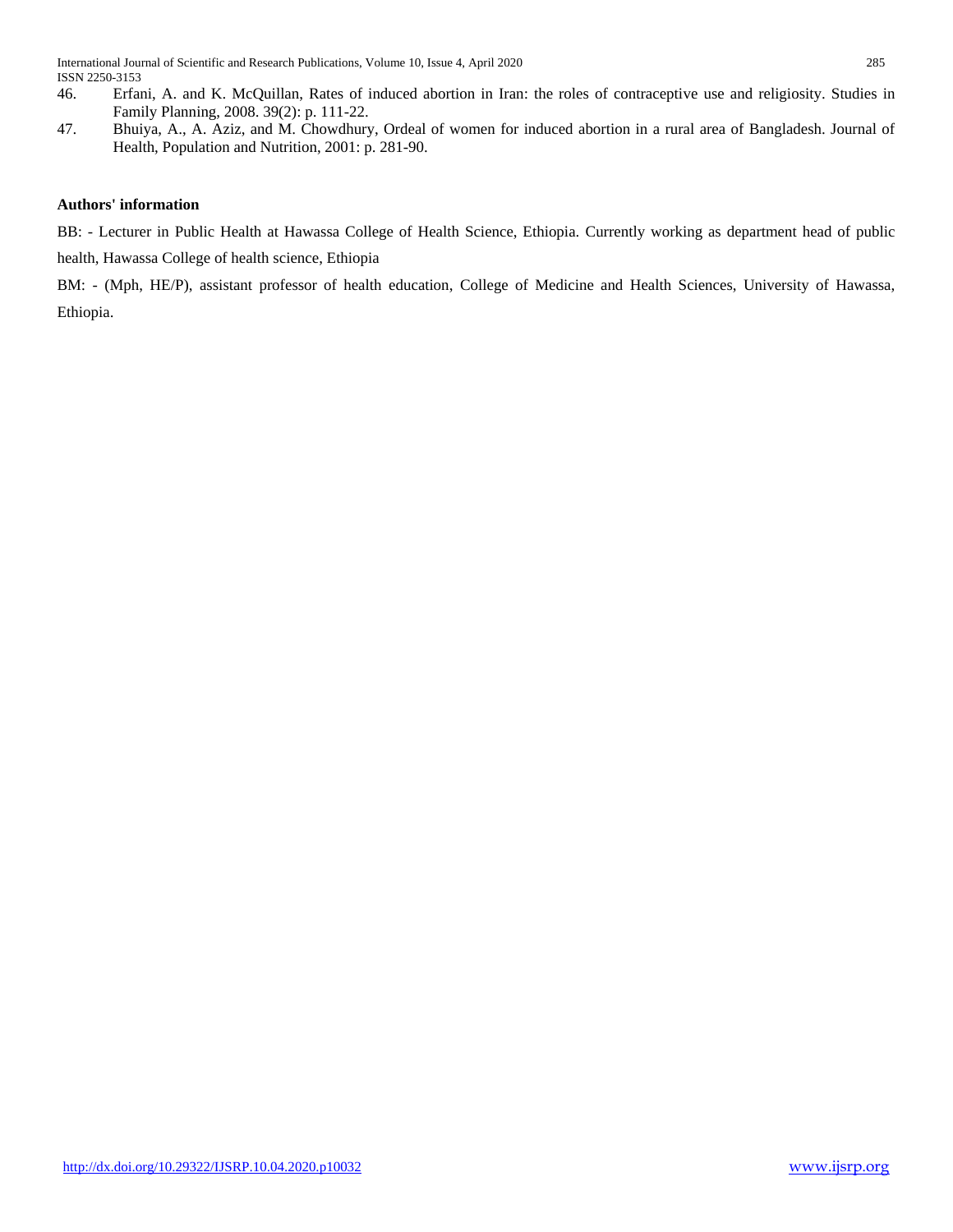46. Erfani, A. and K. McQuillan, Rates of induced abortion in Iran: the roles of contraceptive use and religiosity. Studies in Family Planning, 2008. 39(2): p. 111-22.
47. Bhuiya, A., A. Aziz, and M. Chowdhury, Ordeal of women for induced abortion in a rural area of Bangladesh. Journal of Health, Population and Nutrition, 2001: p. 281-90.

**Authors' information**

BB: - Lecturer in Public Health at Hawassa College of Health Science, Ethiopia. Currently working as department head of public health, Hawassa College of health science, Ethiopia

BM: - (Mph, HE/P), assistant professor of health education, College of Medicine and Health Sciences, University of Hawassa, Ethiopia.